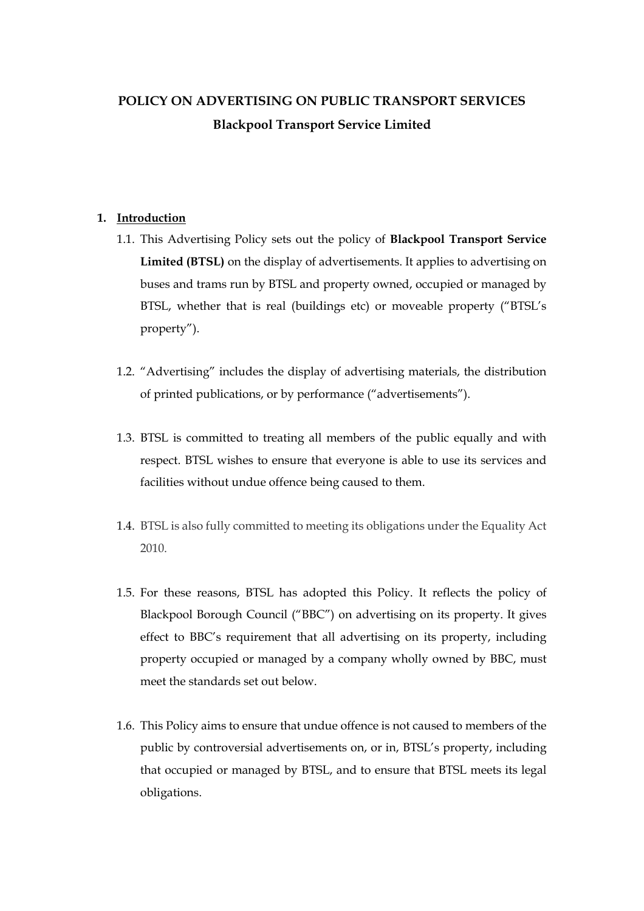# POLICY ON ADVERTISING ON PUBLIC TRANSPORT SERVICES

## Blackpool Transport Service Limited

1. **Introduction**

    1.1. This Advertising Policy sets out the policy of **Blackpool Transport Service Limited (BTSL)** on the display of advertisements. It applies to advertising on buses and trams run by BTSL and property owned, occupied or managed by BTSL, whether that is real (buildings etc) or moveable property ("BTSL's property").

    1.2. "Advertising" includes the display of advertising materials, the distribution of printed publications, or by performance ("advertisements").

    1.3. BTSL is committed to treating all members of the public equally and with respect. BTSL wishes to ensure that everyone is able to use its services and facilities without undue offence being caused to them.

    1.4. BTSL is also fully committed to meeting its obligations under the Equality Act 2010.

    1.5. For these reasons, BTSL has adopted this Policy. It reflects the policy of Blackpool Borough Council ("BBC") on advertising on its property. It gives effect to BBC's requirement that all advertising on its property, including property occupied or managed by a company wholly owned by BBC, must meet the standards set out below.

    1.6. This Policy aims to ensure that undue offence is not caused to members of the public by controversial advertisements on, or in, BTSL's property, including that occupied or managed by BTSL, and to ensure that BTSL meets its legal obligations.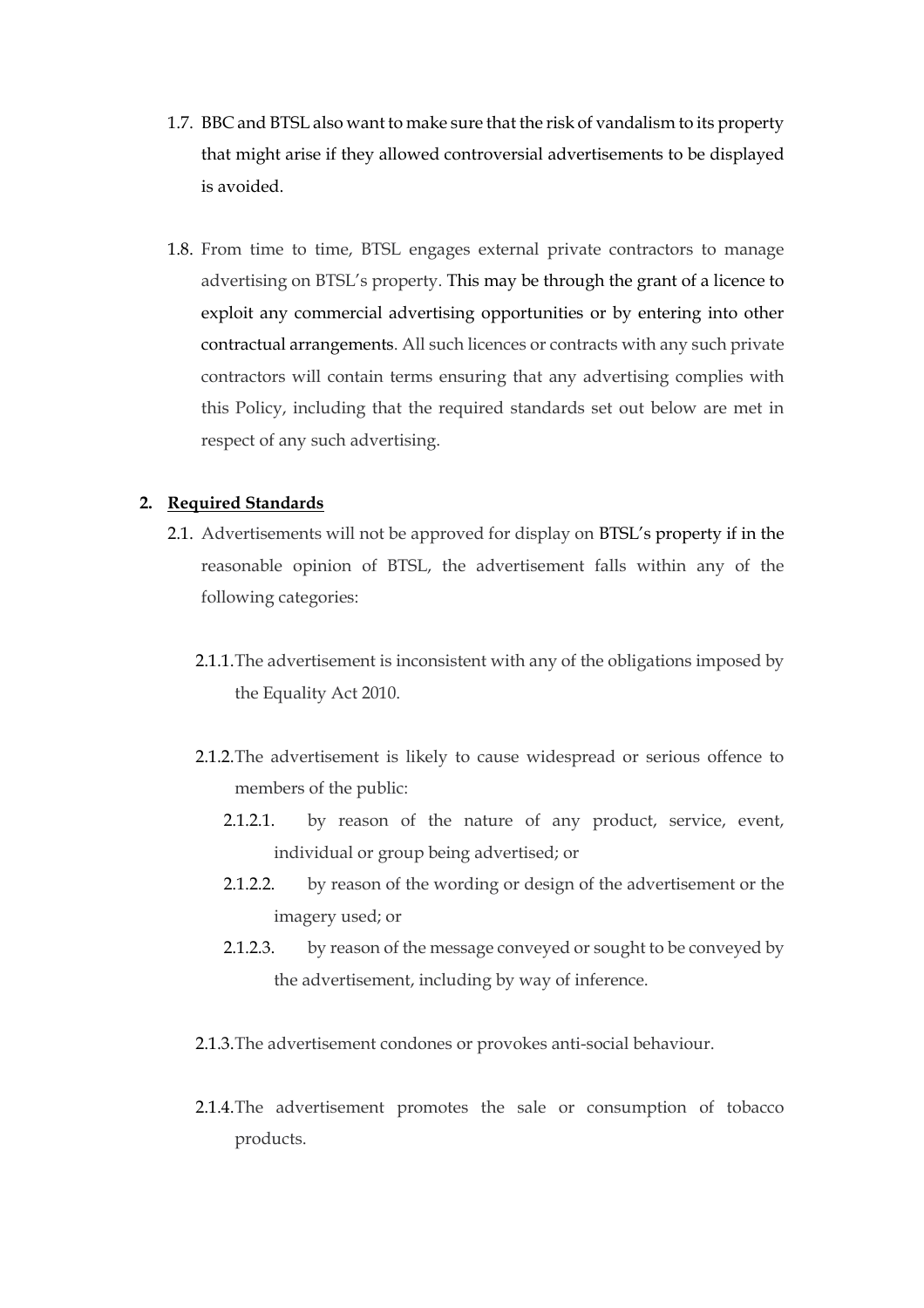1.7. BBC and BTSL also want to make sure that the risk of vandalism to its property that might arise if they allowed controversial advertisements to be displayed is avoided.

1.8. From time to time, BTSL engages external private contractors to manage advertising on BTSL's property. This may be through the grant of a licence to exploit any commercial advertising opportunities or by entering into other contractual arrangements. All such licences or contracts with any such private contractors will contain terms ensuring that any advertising complies with this Policy, including that the required standards set out below are met in respect of any such advertising.

## 2. Required Standards

2.1. Advertisements will not be approved for display on BTSL's property if in the reasonable opinion of BTSL, the advertisement falls within any of the following categories:

2.1.1. The advertisement is inconsistent with any of the obligations imposed by the Equality Act 2010.

2.1.2. The advertisement is likely to cause widespread or serious offence to members of the public:

2.1.2.1. by reason of the nature of any product, service, event, individual or group being advertised; or

2.1.2.2. by reason of the wording or design of the advertisement or the imagery used; or

2.1.2.3. by reason of the message conveyed or sought to be conveyed by the advertisement, including by way of inference.

2.1.3. The advertisement condones or provokes anti-social behaviour.

2.1.4. The advertisement promotes the sale or consumption of tobacco products.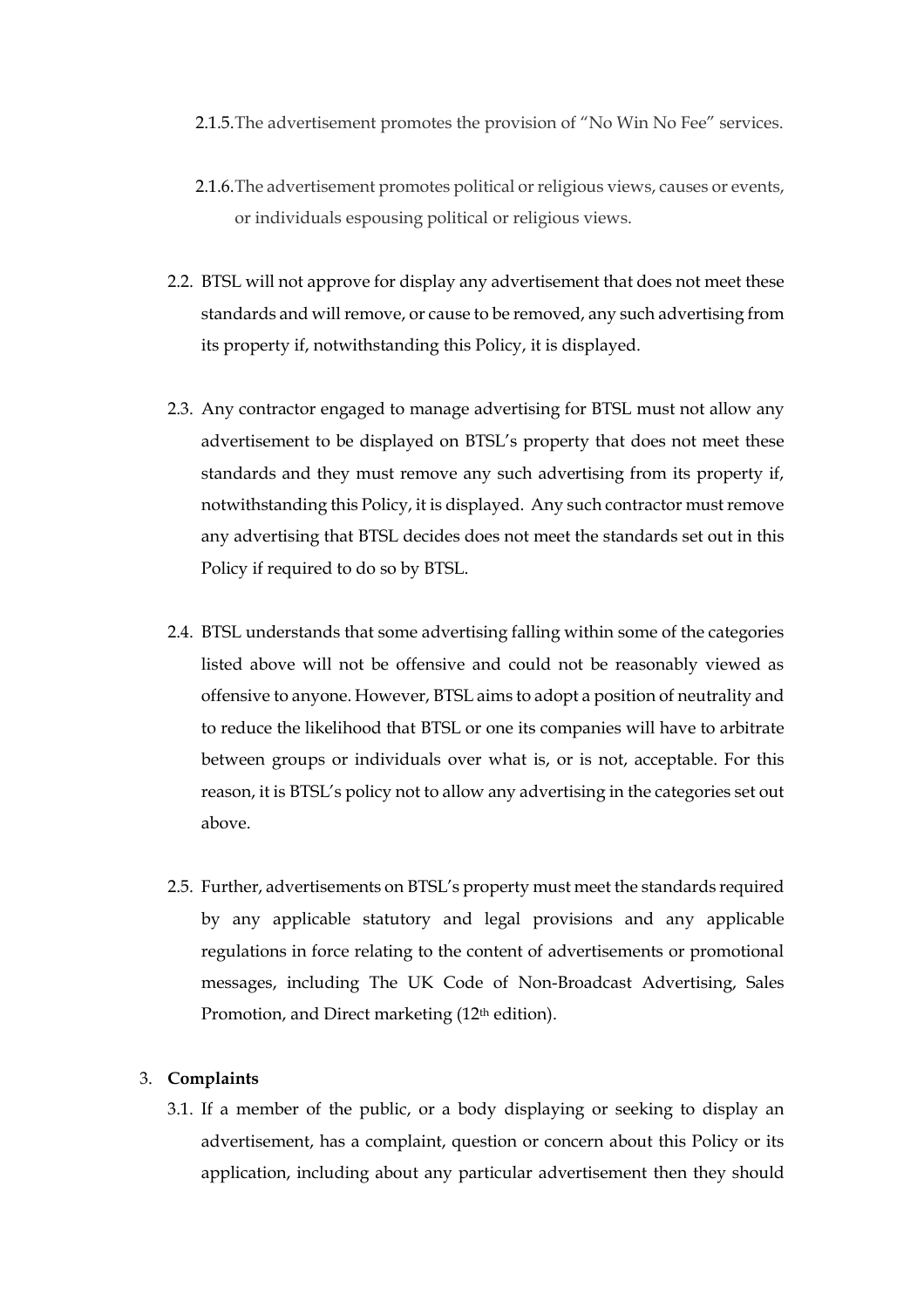2.1.5. The advertisement promotes the provision of "No Win No Fee" services.

2.1.6. The advertisement promotes political or religious views, causes or events, or individuals espousing political or religious views.

2.2. BTSL will not approve for display any advertisement that does not meet these standards and will remove, or cause to be removed, any such advertising from its property if, notwithstanding this Policy, it is displayed.

2.3. Any contractor engaged to manage advertising for BTSL must not allow any advertisement to be displayed on BTSL's property that does not meet these standards and they must remove any such advertising from its property if, notwithstanding this Policy, it is displayed. Any such contractor must remove any advertising that BTSL decides does not meet the standards set out in this Policy if required to do so by BTSL.

2.4. BTSL understands that some advertising falling within some of the categories listed above will not be offensive and could not be reasonably viewed as offensive to anyone. However, BTSL aims to adopt a position of neutrality and to reduce the likelihood that BTSL or one its companies will have to arbitrate between groups or individuals over what is, or is not, acceptable. For this reason, it is BTSL's policy not to allow any advertising in the categories set out above.

2.5. Further, advertisements on BTSL's property must meet the standards required by any applicable statutory and legal provisions and any applicable regulations in force relating to the content of advertisements or promotional messages, including The UK Code of Non-Broadcast Advertising, Sales Promotion, and Direct marketing (12th edition).

3. **Complaints**

3.1. If a member of the public, or a body displaying or seeking to display an advertisement, has a complaint, question or concern about this Policy or its application, including about any particular advertisement then they should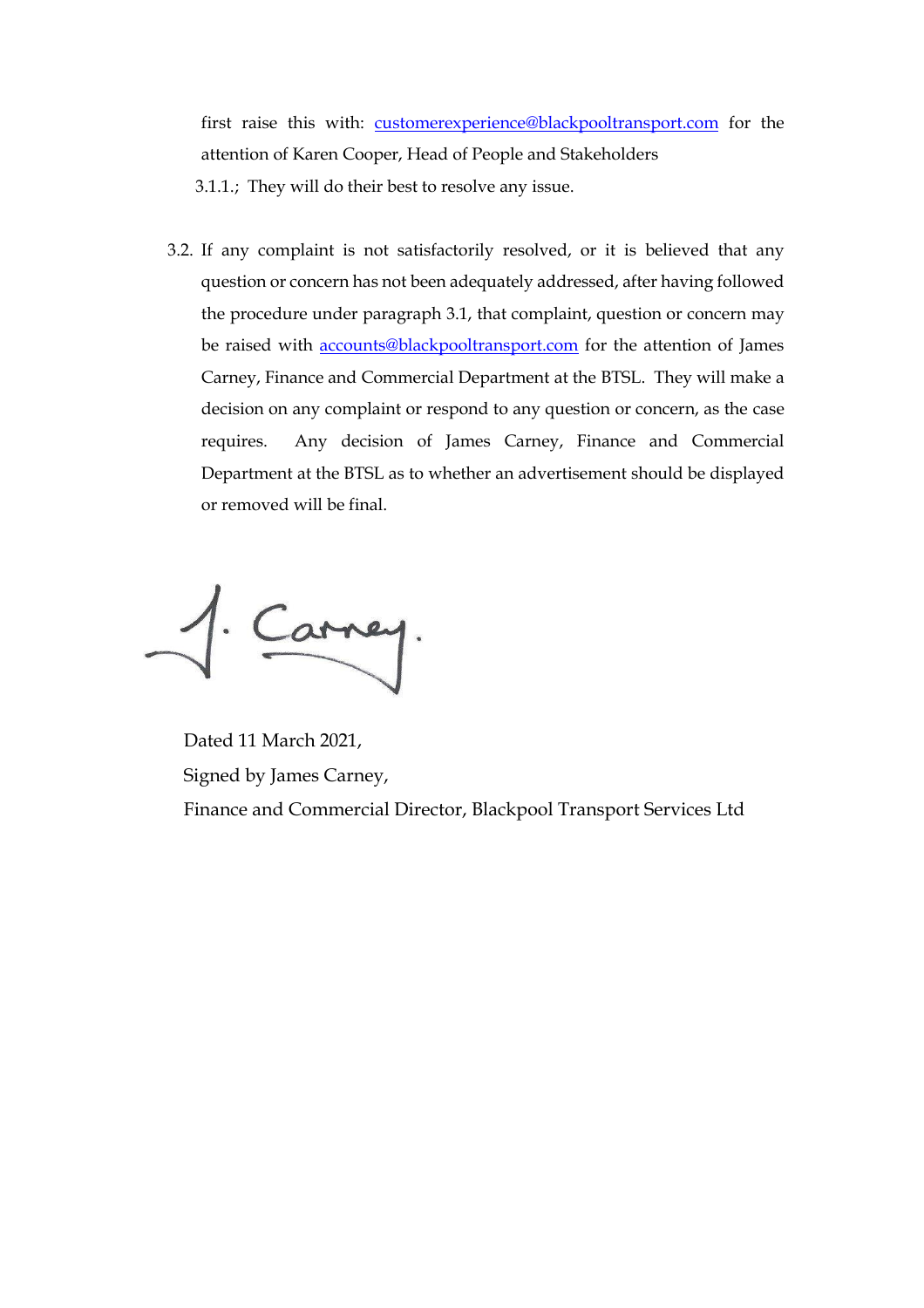first raise this with: customerexperience@blackpooltransport.com for the attention of Karen Cooper, Head of People and Stakeholders

3.1.1.; They will do their best to resolve any issue.

3.2. If any complaint is not satisfactorily resolved, or it is believed that any question or concern has not been adequately addressed, after having followed the procedure under paragraph 3.1, that complaint, question or concern may be raised with accounts@blackpooltransport.com for the attention of James Carney, Finance and Commercial Department at the BTSL. They will make a decision on any complaint or respond to any question or concern, as the case requires. Any decision of James Carney, Finance and Commercial Department at the BTSL as to whether an advertisement should be displayed or removed will be final.

J. Carney.

Dated 11 March 2021,

Signed by James Carney,

Finance and Commercial Director, Blackpool Transport Services Ltd